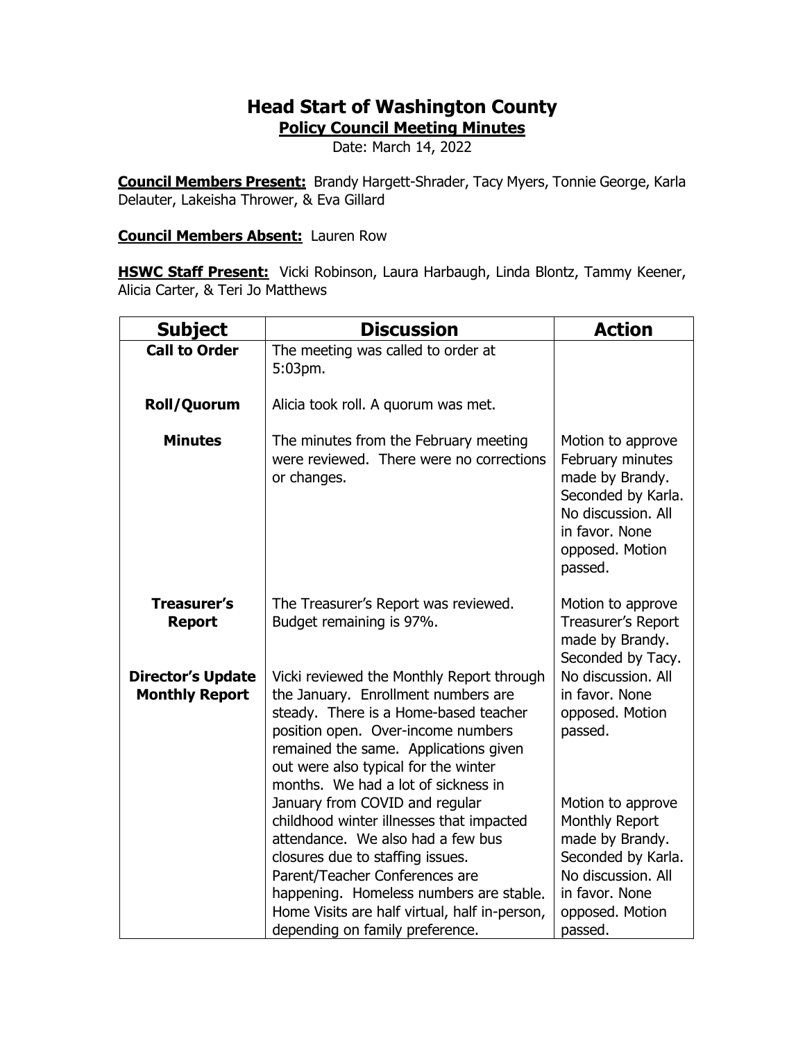# Head Start of Washington County

## Policy Council Meeting Minutes

Date: March 14, 2022

**Council Members Present:** Brandy Hargett-Shrader, Tacy Myers, Tonnie George, Karla Delauter, Lakeisha Thrower, & Eva Gillard

**Council Members Absent:** Lauren Row

**HSWC Staff Present:** Vicki Robinson, Laura Harbaugh, Linda Blontz, Tammy Keener, Alicia Carter, & Teri Jo Matthews

| Subject | Discussion | Action |
|---|---|---|
| **Call to Order** | The meeting was called to order at 5:03pm. | |
| **Roll/Quorum** | Alicia took roll. A quorum was met. | |
| **Minutes** | The minutes from the February meeting were reviewed. There were no corrections or changes. | Motion to approve February minutes made by Brandy. Seconded by Karla. No discussion. All in favor. None opposed. Motion passed. |
| **Treasurer's Report** | The Treasurer's Report was reviewed. Budget remaining is 97%. | Motion to approve Treasurer's Report made by Brandy. Seconded by Tacy. No discussion. All in favor. None opposed. Motion passed. |
| **Director's Update Monthly Report** | Vicki reviewed the Monthly Report through the January. Enrollment numbers are steady. There is a Home-based teacher position open. Over-income numbers remained the same. Applications given out were also typical for the winter months. We had a lot of sickness in January from COVID and regular childhood winter illnesses that impacted attendance. We also had a few bus closures due to staffing issues. Parent/Teacher Conferences are happening. Homeless numbers are stable. Home Visits are half virtual, half in-person, depending on family preference. | Motion to approve Monthly Report made by Brandy. Seconded by Karla. No discussion. All in favor. None opposed. Motion passed. |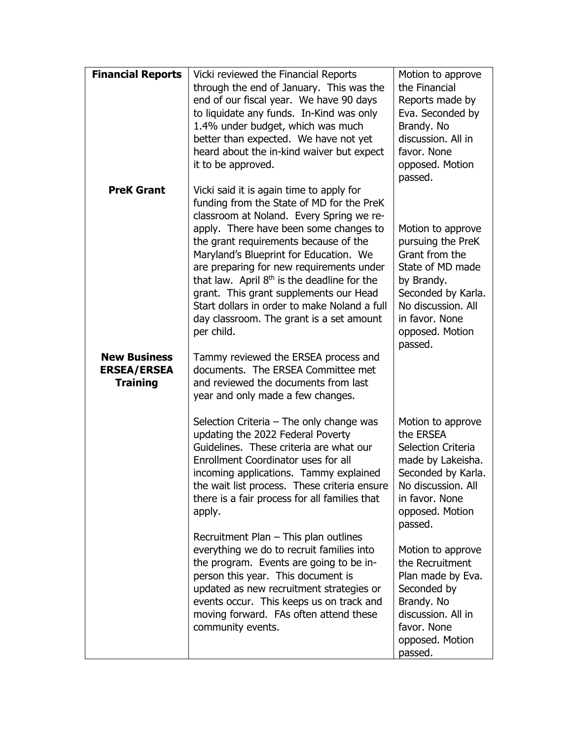| | | |
|---|---|---|
| **Financial Reports** | Vicki reviewed the Financial Reports through the end of January. This was the end of our fiscal year. We have 90 days to liquidate any funds. In-Kind was only 1.4% under budget, which was much better than expected. We have not yet heard about the in-kind waiver but expect it to be approved. | Motion to approve the Financial Reports made by Eva. Seconded by Brandy. No discussion. All in favor. None opposed. Motion passed. |
| **PreK Grant** | Vicki said it is again time to apply for funding from the State of MD for the PreK classroom at Noland. Every Spring we re-apply. There have been some changes to the grant requirements because of the Maryland's Blueprint for Education. We are preparing for new requirements under that law. April 8th is the deadline for the grant. This grant supplements our Head Start dollars in order to make Noland a full day classroom. The grant is a set amount per child. | Motion to approve pursuing the PreK Grant from the State of MD made by Brandy. Seconded by Karla. No discussion. All in favor. None opposed. Motion passed. |
| **New Business ERSEA/ERSEA Training** | Tammy reviewed the ERSEA process and documents. The ERSEA Committee met and reviewed the documents from last year and only made a few changes.<br><br>Selection Criteria – The only change was updating the 2022 Federal Poverty Guidelines. These criteria are what our Enrollment Coordinator uses for all incoming applications. Tammy explained the wait list process. These criteria ensure there is a fair process for all families that apply.<br><br>Recruitment Plan – This plan outlines everything we do to recruit families into the program. Events are going to be in-person this year. This document is updated as new recruitment strategies or events occur. This keeps us on track and moving forward. FAs often attend these community events. | Motion to approve the ERSEA Selection Criteria made by Lakeisha. Seconded by Karla. No discussion. All in favor. None opposed. Motion passed.<br><br>Motion to approve the Recruitment Plan made by Eva. Seconded by Brandy. No discussion. All in favor. None opposed. Motion passed. |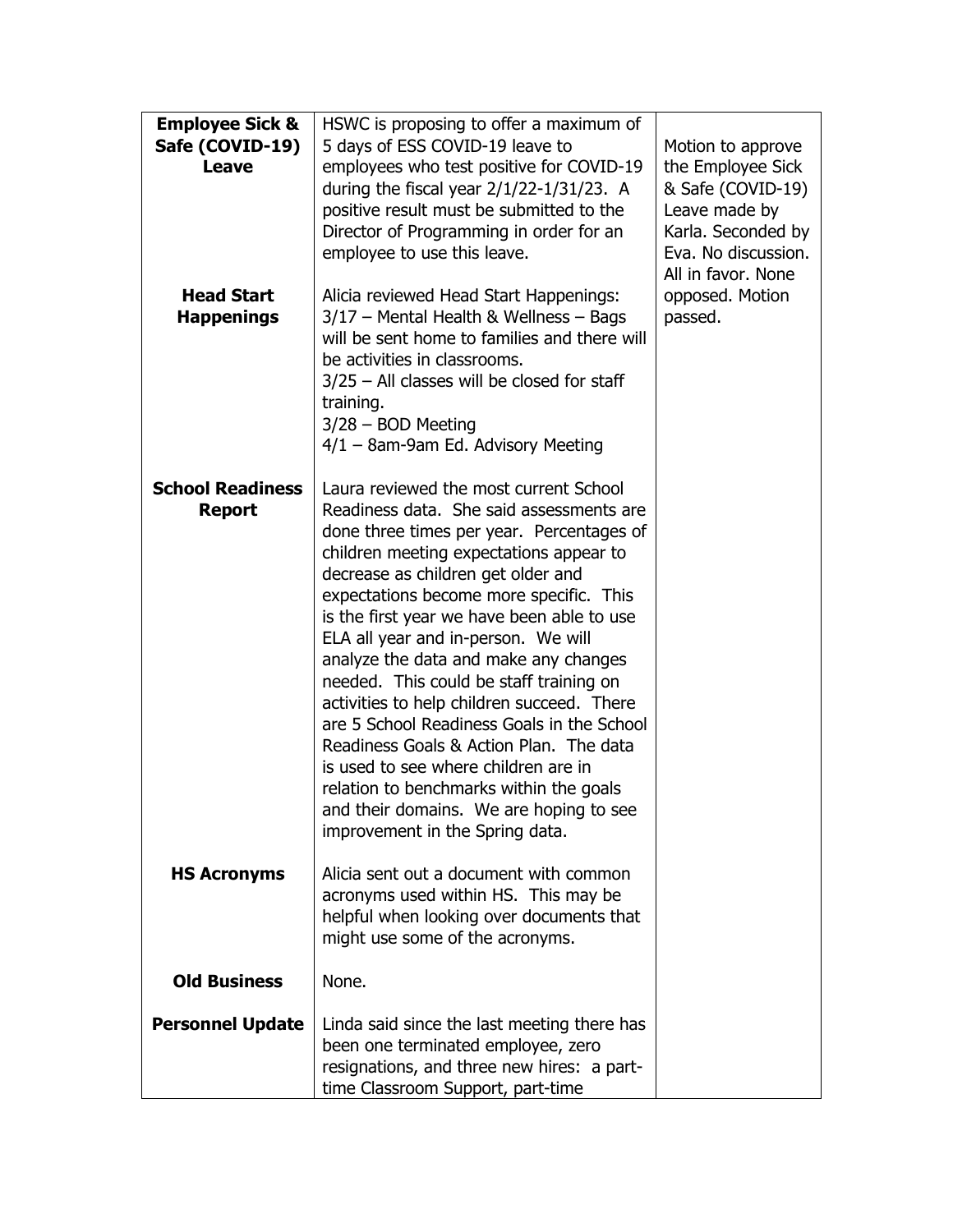| | | |
|---|---|---|
| **Employee Sick & Safe (COVID-19) Leave** | HSWC is proposing to offer a maximum of 5 days of ESS COVID-19 leave to employees who test positive for COVID-19 during the fiscal year 2/1/22-1/31/23. A positive result must be submitted to the Director of Programming in order for an employee to use this leave. | Motion to approve the Employee Sick & Safe (COVID-19) Leave made by Karla. Seconded by Eva. No discussion. All in favor. None opposed. Motion passed. |
| **Head Start Happenings** | Alicia reviewed Head Start Happenings:<br>3/17 – Mental Health & Wellness – Bags will be sent home to families and there will be activities in classrooms.<br>3/25 – All classes will be closed for staff training.<br>3/28 – BOD Meeting<br>4/1 – 8am-9am Ed. Advisory Meeting | |
| **School Readiness Report** | Laura reviewed the most current School Readiness data. She said assessments are done three times per year. Percentages of children meeting expectations appear to decrease as children get older and expectations become more specific. This is the first year we have been able to use ELA all year and in-person. We will analyze the data and make any changes needed. This could be staff training on activities to help children succeed. There are 5 School Readiness Goals in the School Readiness Goals & Action Plan. The data is used to see where children are in relation to benchmarks within the goals and their domains. We are hoping to see improvement in the Spring data. | |
| **HS Acronyms** | Alicia sent out a document with common acronyms used within HS. This may be helpful when looking over documents that might use some of the acronyms. | |
| **Old Business** | None. | |
| **Personnel Update** | Linda said since the last meeting there has been one terminated employee, zero resignations, and three new hires: a part-time Classroom Support, part-time | |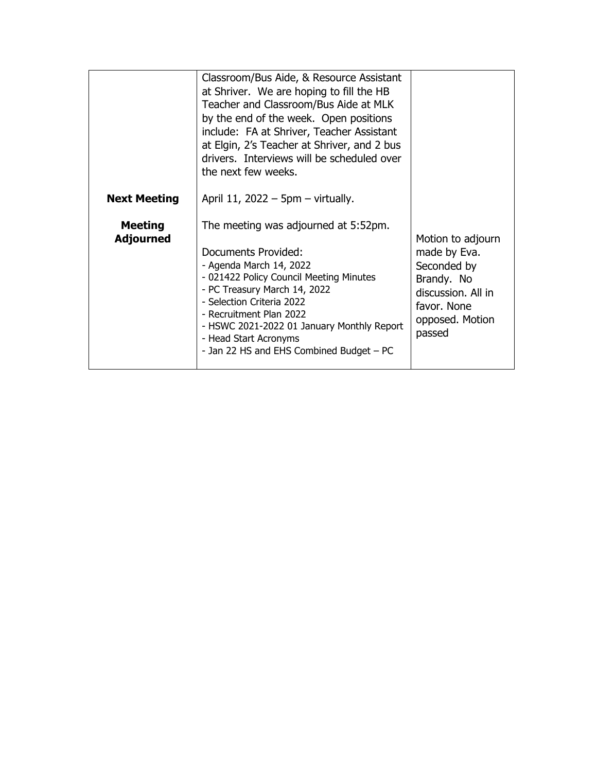| | | |
|---|---|---|
| | Classroom/Bus Aide, & Resource Assistant at Shriver. We are hoping to fill the HB Teacher and Classroom/Bus Aide at MLK by the end of the week. Open positions include: FA at Shriver, Teacher Assistant at Elgin, 2's Teacher at Shriver, and 2 bus drivers. Interviews will be scheduled over the next few weeks. | |
| **Next Meeting** | April 11, 2022 – 5pm – virtually. | |
| **Meeting Adjourned** | The meeting was adjourned at 5:52pm.<br><br>Documents Provided:<br>- Agenda March 14, 2022<br>- 021422 Policy Council Meeting Minutes<br>- PC Treasury March 14, 2022<br>- Selection Criteria 2022<br>- Recruitment Plan 2022<br>- HSWC 2021-2022 01 January Monthly Report<br>- Head Start Acronyms<br>- Jan 22 HS and EHS Combined Budget – PC | Motion to adjourn made by Eva. Seconded by Brandy. No discussion. All in favor. None opposed. Motion passed |